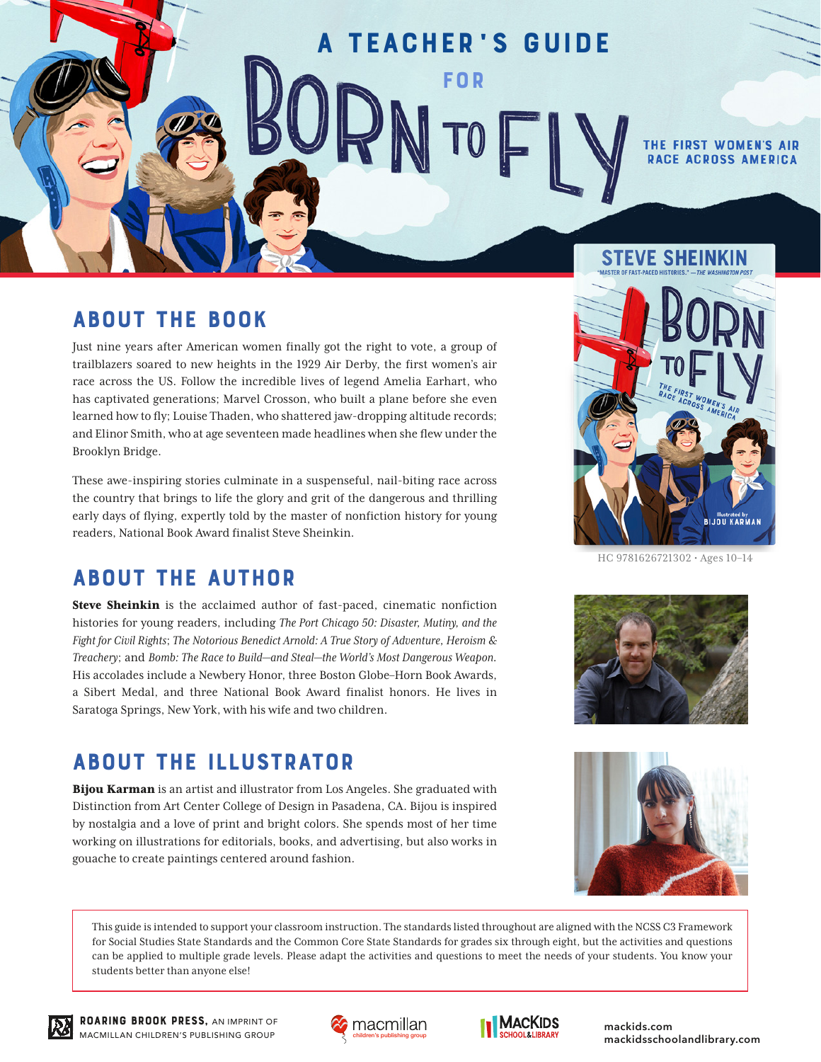# A TEACHER'S GUIDE FOR BORN TO FLY

## THE FIRST WOMEN'S AIR RACE ACROSS AMERICA

## ABOUT THE BOOK

Just nine years after American women finally got the right to vote, a group of trailblazers soared to new heights in the 1929 Air Derby, the first women's air race across the US. Follow the incredible lives of legend Amelia Earhart, who has captivated generations; Marvel Crosson, who built a plane before she even learned how to fly; Louise Thaden, who shattered jaw-dropping altitude records; and Elinor Smith, who at age seventeen made headlines when she flew under the Brooklyn Bridge.

These awe-inspiring stories culminate in a suspenseful, nail-biting race across the country that brings to life the glory and grit of the dangerous and thrilling early days of flying, expertly told by the master of nonfiction history for young readers, National Book Award finalist Steve Sheinkin.

HC 9781626721302 · Ages 10–14

## ABOUT THE AUTHOR

**Steve Sheinkin** is the acclaimed author of fast-paced, cinematic nonfiction histories for young readers, including *The Port Chicago 50: Disaster, Mutiny, and the Fight for Civil Rights*; *The Notorious Benedict Arnold: A True Story of Adventure, Heroism & Treachery*; and *Bomb: The Race to Build—and Steal—the World's Most Dangerous Weapon*. His accolades include a Newbery Honor, three Boston Globe–Horn Book Awards, a Sibert Medal, and three National Book Award finalist honors. He lives in Saratoga Springs, New York, with his wife and two children.

## ABOUT THE ILLUSTRATOR

**Bijou Karman** is an artist and illustrator from Los Angeles. She graduated with Distinction from Art Center College of Design in Pasadena, CA. Bijou is inspired by nostalgia and a love of print and bright colors. She spends most of her time working on illustrations for editorials, books, and advertising, but also works in gouache to create paintings centered around fashion.

This guide is intended to support your classroom instruction. The standards listed throughout are aligned with the NCSS C3 Framework for Social Studies State Standards and the Common Core State Standards for grades six through eight, but the activities and questions can be applied to multiple grade levels. Please adapt the activities and questions to meet the needs of your students. You know your students better than anyone else!

**ROARING BROOK PRESS,** AN IMPRINT OF MACMILLAN CHILDREN'S PUBLISHING GROUP

mackids.com
mackidsschoolandlibrary.com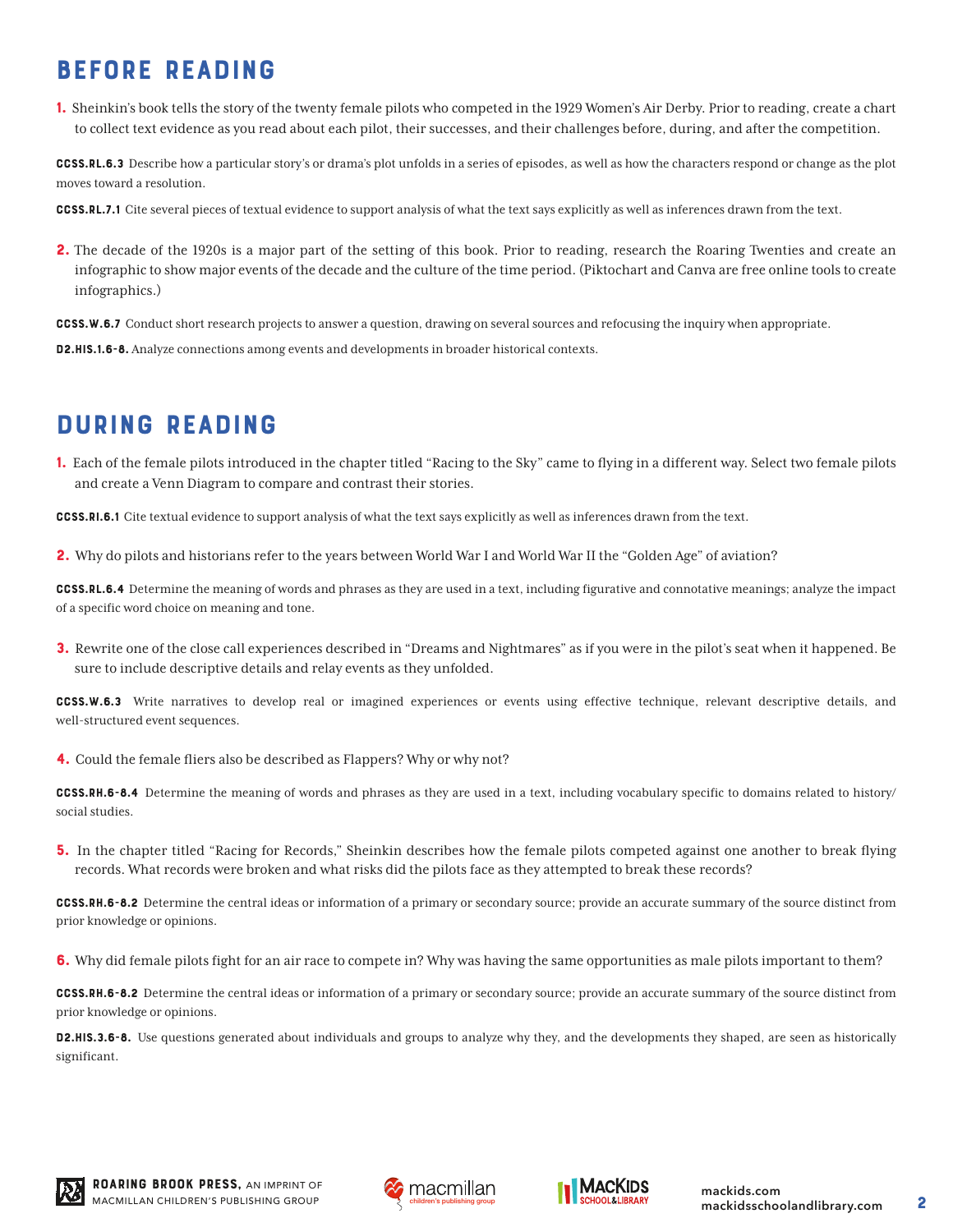## BEFORE READING

**1.** Sheinkin's book tells the story of the twenty female pilots who competed in the 1929 Women's Air Derby. Prior to reading, create a chart to collect text evidence as you read about each pilot, their successes, and their challenges before, during, and after the competition.

**CCSS.RL.6.3** Describe how a particular story's or drama's plot unfolds in a series of episodes, as well as how the characters respond or change as the plot moves toward a resolution.

**CCSS.RL.7.1** Cite several pieces of textual evidence to support analysis of what the text says explicitly as well as inferences drawn from the text.

**2.** The decade of the 1920s is a major part of the setting of this book. Prior to reading, research the Roaring Twenties and create an infographic to show major events of the decade and the culture of the time period. (Piktochart and Canva are free online tools to create infographics.)

**CCSS.W.6.7** Conduct short research projects to answer a question, drawing on several sources and refocusing the inquiry when appropriate.

**D2.HIS.1.6-8.** Analyze connections among events and developments in broader historical contexts.

## DURING READING

**1.** Each of the female pilots introduced in the chapter titled "Racing to the Sky" came to flying in a different way. Select two female pilots and create a Venn Diagram to compare and contrast their stories.

**CCSS.RI.6.1** Cite textual evidence to support analysis of what the text says explicitly as well as inferences drawn from the text.

**2.** Why do pilots and historians refer to the years between World War I and World War II the "Golden Age" of aviation?

**CCSS.RL.6.4** Determine the meaning of words and phrases as they are used in a text, including figurative and connotative meanings; analyze the impact of a specific word choice on meaning and tone.

**3.** Rewrite one of the close call experiences described in "Dreams and Nightmares" as if you were in the pilot's seat when it happened. Be sure to include descriptive details and relay events as they unfolded.

**CCSS.W.6.3** Write narratives to develop real or imagined experiences or events using effective technique, relevant descriptive details, and well-structured event sequences.

**4.** Could the female fliers also be described as Flappers? Why or why not?

**CCSS.RH.6-8.4** Determine the meaning of words and phrases as they are used in a text, including vocabulary specific to domains related to history/social studies.

**5.** In the chapter titled "Racing for Records," Sheinkin describes how the female pilots competed against one another to break flying records. What records were broken and what risks did the pilots face as they attempted to break these records?

**CCSS.RH.6-8.2** Determine the central ideas or information of a primary or secondary source; provide an accurate summary of the source distinct from prior knowledge or opinions.

**6.** Why did female pilots fight for an air race to compete in? Why was having the same opportunities as male pilots important to them?

**CCSS.RH.6-8.2** Determine the central ideas or information of a primary or secondary source; provide an accurate summary of the source distinct from prior knowledge or opinions.

**D2.HIS.3.6-8.** Use questions generated about individuals and groups to analyze why they, and the developments they shaped, are seen as historically significant.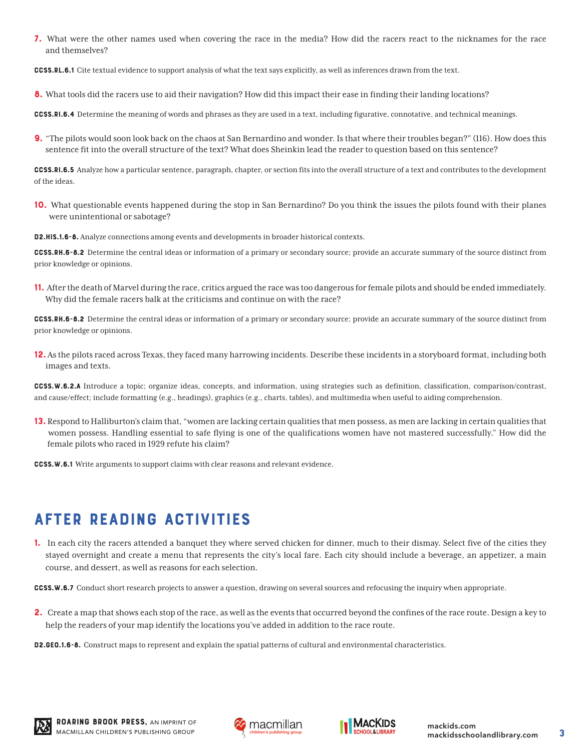7. What were the other names used when covering the race in the media? How did the racers react to the nicknames for the race and themselves?

**CCSS.RL.6.1** Cite textual evidence to support analysis of what the text says explicitly, as well as inferences drawn from the text.

8. What tools did the racers use to aid their navigation? How did this impact their ease in finding their landing locations?

**CCSS.RI.6.4** Determine the meaning of words and phrases as they are used in a text, including figurative, connotative, and technical meanings.

9. "The pilots would soon look back on the chaos at San Bernardino and wonder. Is that where their troubles began?" (116). How does this sentence fit into the overall structure of the text? What does Sheinkin lead the reader to question based on this sentence?

**CCSS.RI.6.5** Analyze how a particular sentence, paragraph, chapter, or section fits into the overall structure of a text and contributes to the development of the ideas.

10. What questionable events happened during the stop in San Bernardino? Do you think the issues the pilots found with their planes were unintentional or sabotage?

**D2.HIS.1.6-8.** Analyze connections among events and developments in broader historical contexts.

**CCSS.RH.6-8.2** Determine the central ideas or information of a primary or secondary source; provide an accurate summary of the source distinct from prior knowledge or opinions.

11. After the death of Marvel during the race, critics argued the race was too dangerous for female pilots and should be ended immediately. Why did the female racers balk at the criticisms and continue on with the race?

**CCSS.RH.6-8.2** Determine the central ideas or information of a primary or secondary source; provide an accurate summary of the source distinct from prior knowledge or opinions.

12. As the pilots raced across Texas, they faced many harrowing incidents. Describe these incidents in a storyboard format, including both images and texts.

**CCSS.W.6.2.A** Introduce a topic; organize ideas, concepts, and information, using strategies such as definition, classification, comparison/contrast, and cause/effect; include formatting (e.g., headings), graphics (e.g., charts, tables), and multimedia when useful to aiding comprehension.

13. Respond to Halliburton's claim that, "women are lacking certain qualities that men possess, as men are lacking in certain qualities that women possess. Handling essential to safe flying is one of the qualifications women have not mastered successfully." How did the female pilots who raced in 1929 refute his claim?

**CCSS.W.6.1** Write arguments to support claims with clear reasons and relevant evidence.

## AFTER READING ACTIVITIES

1. In each city the racers attended a banquet they where served chicken for dinner, much to their dismay. Select five of the cities they stayed overnight and create a menu that represents the city's local fare. Each city should include a beverage, an appetizer, a main course, and dessert, as well as reasons for each selection.

**CCSS.W.6.7** Conduct short research projects to answer a question, drawing on several sources and refocusing the inquiry when appropriate.

2. Create a map that shows each stop of the race, as well as the events that occurred beyond the confines of the race route. Design a key to help the readers of your map identify the locations you've added in addition to the race route.

**D2.GEO.1.6-8.** Construct maps to represent and explain the spatial patterns of cultural and environmental characteristics.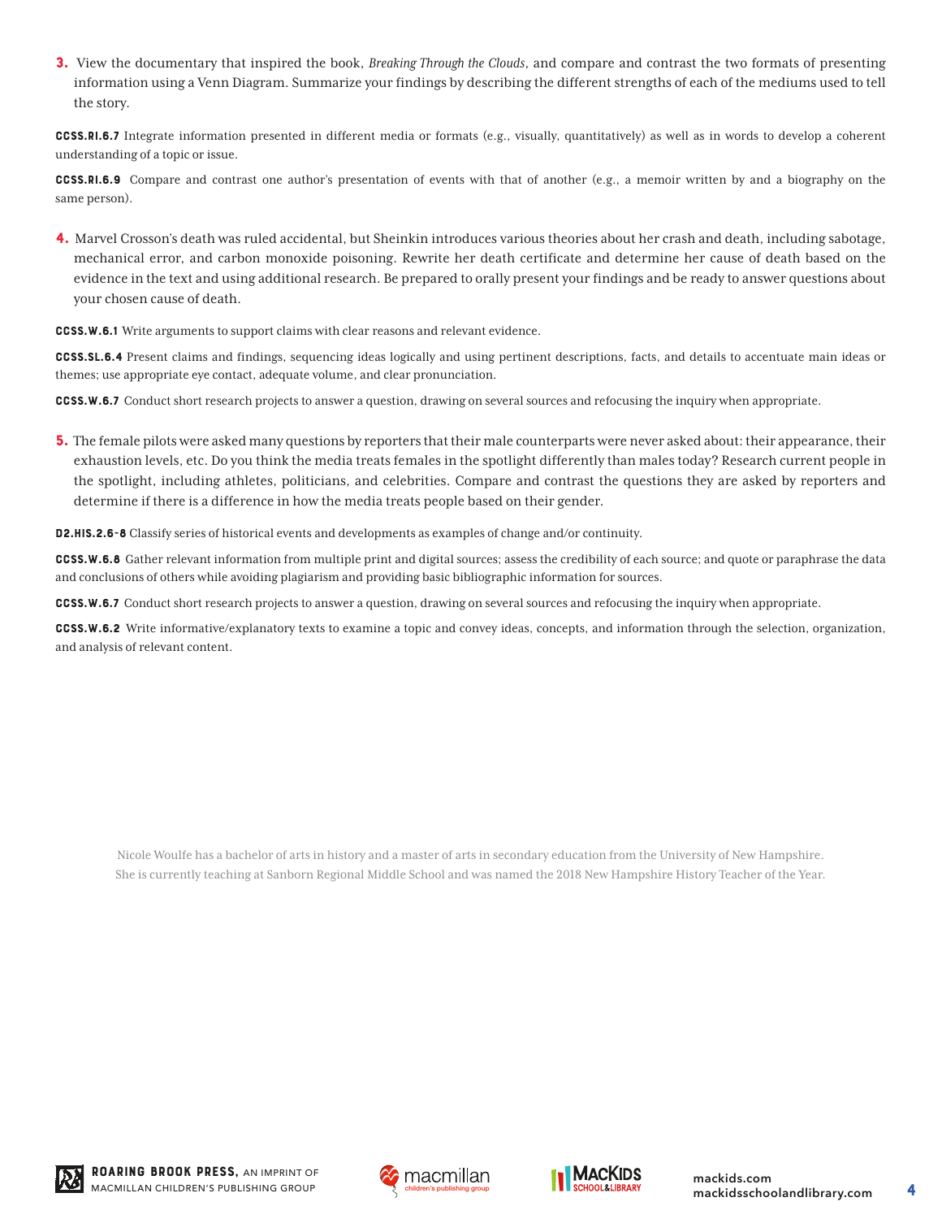**3.** View the documentary that inspired the book, *Breaking Through the Clouds*, and compare and contrast the two formats of presenting information using a Venn Diagram. Summarize your findings by describing the different strengths of each of the mediums used to tell the story.

**CCSS.RI.6.7** Integrate information presented in different media or formats (e.g., visually, quantitatively) as well as in words to develop a coherent understanding of a topic or issue.

**CCSS.RI.6.9** Compare and contrast one author's presentation of events with that of another (e.g., a memoir written by and a biography on the same person).

**4.** Marvel Crosson's death was ruled accidental, but Sheinkin introduces various theories about her crash and death, including sabotage, mechanical error, and carbon monoxide poisoning. Rewrite her death certificate and determine her cause of death based on the evidence in the text and using additional research. Be prepared to orally present your findings and be ready to answer questions about your chosen cause of death.

**CCSS.W.6.1** Write arguments to support claims with clear reasons and relevant evidence.

**CCSS.SL.6.4** Present claims and findings, sequencing ideas logically and using pertinent descriptions, facts, and details to accentuate main ideas or themes; use appropriate eye contact, adequate volume, and clear pronunciation.

**CCSS.W.6.7** Conduct short research projects to answer a question, drawing on several sources and refocusing the inquiry when appropriate.

**5.** The female pilots were asked many questions by reporters that their male counterparts were never asked about: their appearance, their exhaustion levels, etc. Do you think the media treats females in the spotlight differently than males today? Research current people in the spotlight, including athletes, politicians, and celebrities. Compare and contrast the questions they are asked by reporters and determine if there is a difference in how the media treats people based on their gender.

**D2.HIS.2.6-8** Classify series of historical events and developments as examples of change and/or continuity.

**CCSS.W.6.8** Gather relevant information from multiple print and digital sources; assess the credibility of each source; and quote or paraphrase the data and conclusions of others while avoiding plagiarism and providing basic bibliographic information for sources.

**CCSS.W.6.7** Conduct short research projects to answer a question, drawing on several sources and refocusing the inquiry when appropriate.

**CCSS.W.6.2** Write informative/explanatory texts to examine a topic and convey ideas, concepts, and information through the selection, organization, and analysis of relevant content.

Nicole Woulfe has a bachelor of arts in history and a master of arts in secondary education from the University of New Hampshire. She is currently teaching at Sanborn Regional Middle School and was named the 2018 New Hampshire History Teacher of the Year.

**ROARING BROOK PRESS,** AN IMPRINT OF MACMILLAN CHILDREN'S PUBLISHING GROUP

macmillan children's publishing group

MACKIDS SCHOOL&LIBRARY

mackids.com
mackidsschoolandlibrary.com